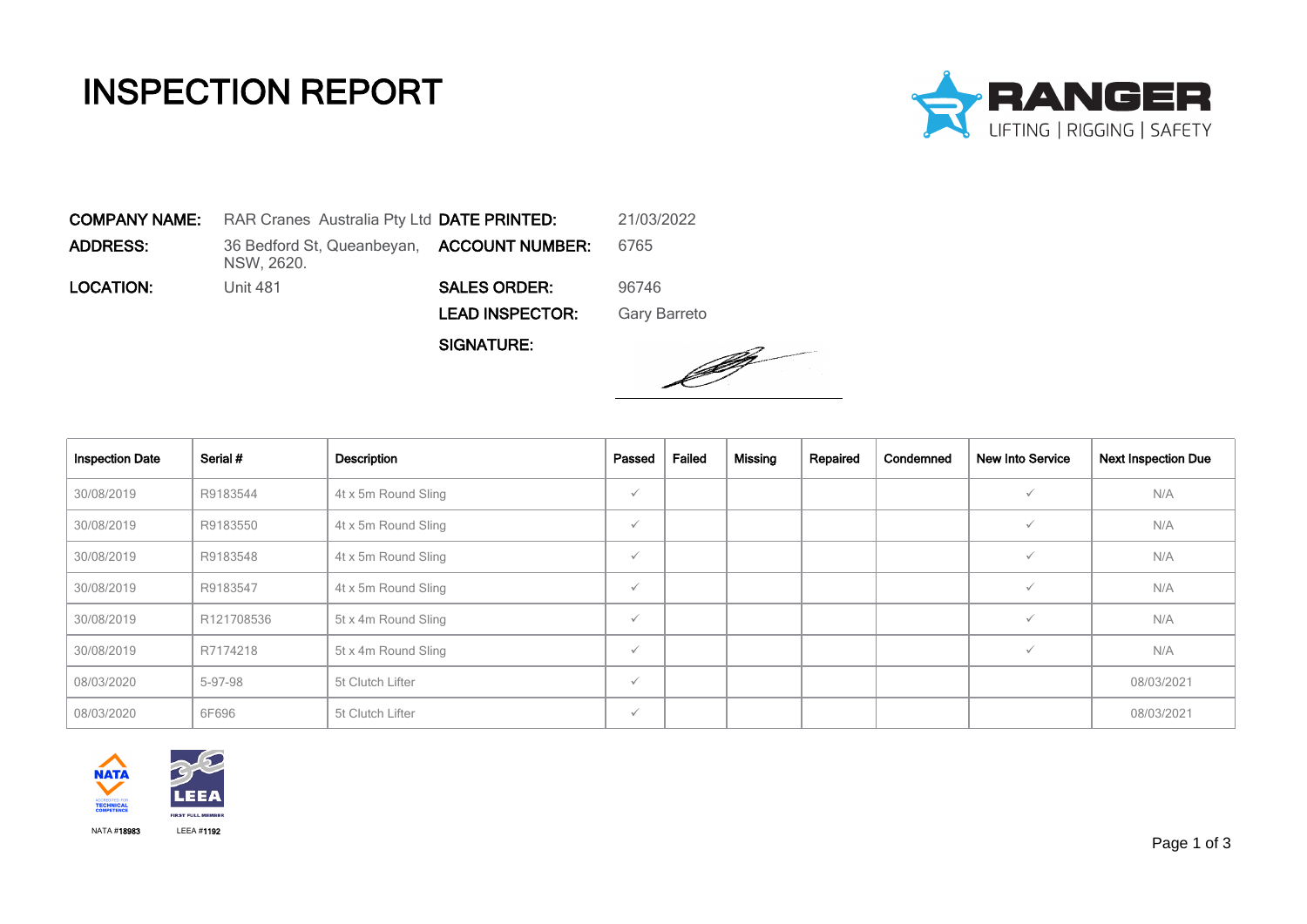# INSPECTION REPORT

RANGER
LIFTING | RIGGING | SAFETY

| | | | |
|---|---|---|---|
| **COMPANY NAME:** | RAR Cranes Australia Pty Ltd | **DATE PRINTED:** | 21/03/2022 |
| **ADDRESS:** | 36 Bedford St, Queanbeyan, NSW, 2620. | **ACCOUNT NUMBER:** | 6765 |
| **LOCATION:** | Unit 481 | **SALES ORDER:** | 96746 |
| | | **LEAD INSPECTOR:** | Gary Barreto |
| | | **SIGNATURE:** | |

| Inspection Date | Serial # | Description | Passed | Failed | Missing | Repaired | Condemned | New Into Service | Next Inspection Due |
|---|---|---|---|---|---|---|---|---|---|
| 30/08/2019 | R9183544 | 4t x 5m Round Sling | ✓ | | | | | ✓ | N/A |
| 30/08/2019 | R9183550 | 4t x 5m Round Sling | ✓ | | | | | ✓ | N/A |
| 30/08/2019 | R9183548 | 4t x 5m Round Sling | ✓ | | | | | ✓ | N/A |
| 30/08/2019 | R9183547 | 4t x 5m Round Sling | ✓ | | | | | ✓ | N/A |
| 30/08/2019 | R121708536 | 5t x 4m Round Sling | ✓ | | | | | ✓ | N/A |
| 30/08/2019 | R7174218 | 5t x 4m Round Sling | ✓ | | | | | ✓ | N/A |
| 08/03/2020 | 5-97-98 | 5t Clutch Lifter | ✓ | | | | | | 08/03/2021 |
| 08/03/2020 | 6F696 | 5t Clutch Lifter | ✓ | | | | | | 08/03/2021 |

NATA #18983 LEEA #1192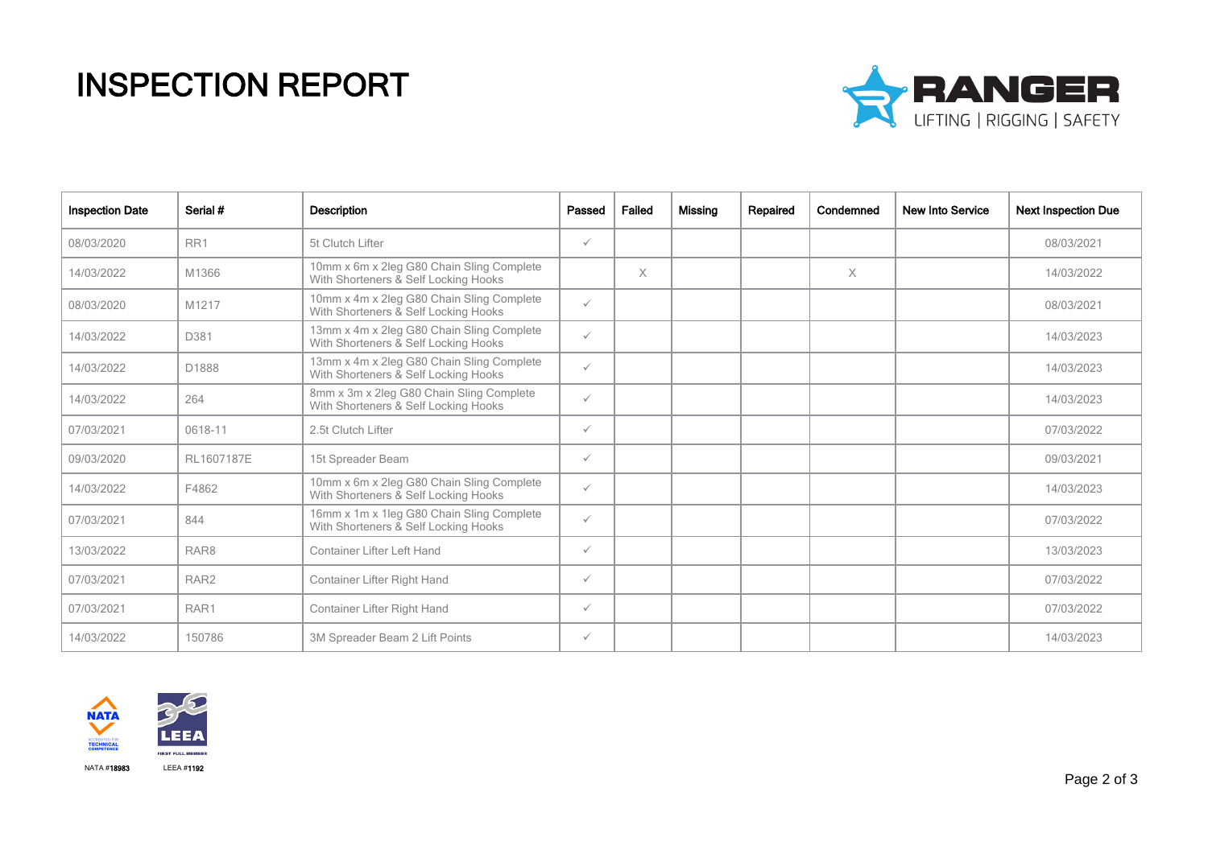# INSPECTION REPORT

RANGER
LIFTING | RIGGING | SAFETY

| Inspection Date | Serial # | Description | Passed | Failed | Missing | Repaired | Condemned | New Into Service | Next Inspection Due |
|---|---|---|---|---|---|---|---|---|---|
| 08/03/2020 | RR1 | 5t Clutch Lifter | ✓ | | | | | | 08/03/2021 |
| 14/03/2022 | M1366 | 10mm x 6m x 2leg G80 Chain Sling Complete With Shorteners & Self Locking Hooks | | X | | | X | | 14/03/2022 |
| 08/03/2020 | M1217 | 10mm x 4m x 2leg G80 Chain Sling Complete With Shorteners & Self Locking Hooks | ✓ | | | | | | 08/03/2021 |
| 14/03/2022 | D381 | 13mm x 4m x 2leg G80 Chain Sling Complete With Shorteners & Self Locking Hooks | ✓ | | | | | | 14/03/2023 |
| 14/03/2022 | D1888 | 13mm x 4m x 2leg G80 Chain Sling Complete With Shorteners & Self Locking Hooks | ✓ | | | | | | 14/03/2023 |
| 14/03/2022 | 264 | 8mm x 3m x 2leg G80 Chain Sling Complete With Shorteners & Self Locking Hooks | ✓ | | | | | | 14/03/2023 |
| 07/03/2021 | 0618-11 | 2.5t Clutch Lifter | ✓ | | | | | | 07/03/2022 |
| 09/03/2020 | RL1607187E | 15t Spreader Beam | ✓ | | | | | | 09/03/2021 |
| 14/03/2022 | F4862 | 10mm x 6m x 2leg G80 Chain Sling Complete With Shorteners & Self Locking Hooks | ✓ | | | | | | 14/03/2023 |
| 07/03/2021 | 844 | 16mm x 1m x 1leg G80 Chain Sling Complete With Shorteners & Self Locking Hooks | ✓ | | | | | | 07/03/2022 |
| 13/03/2022 | RAR8 | Container Lifter Left Hand | ✓ | | | | | | 13/03/2023 |
| 07/03/2021 | RAR2 | Container Lifter Right Hand | ✓ | | | | | | 07/03/2022 |
| 07/03/2021 | RAR1 | Container Lifter Right Hand | ✓ | | | | | | 07/03/2022 |
| 14/03/2022 | 150786 | 3M Spreader Beam 2 Lift Points | ✓ | | | | | | 14/03/2023 |

NATA ACCREDITED FOR TECHNICAL COMPETENCE

NATA #18983

LEEA FIRST FULL MEMBER

LEEA #1192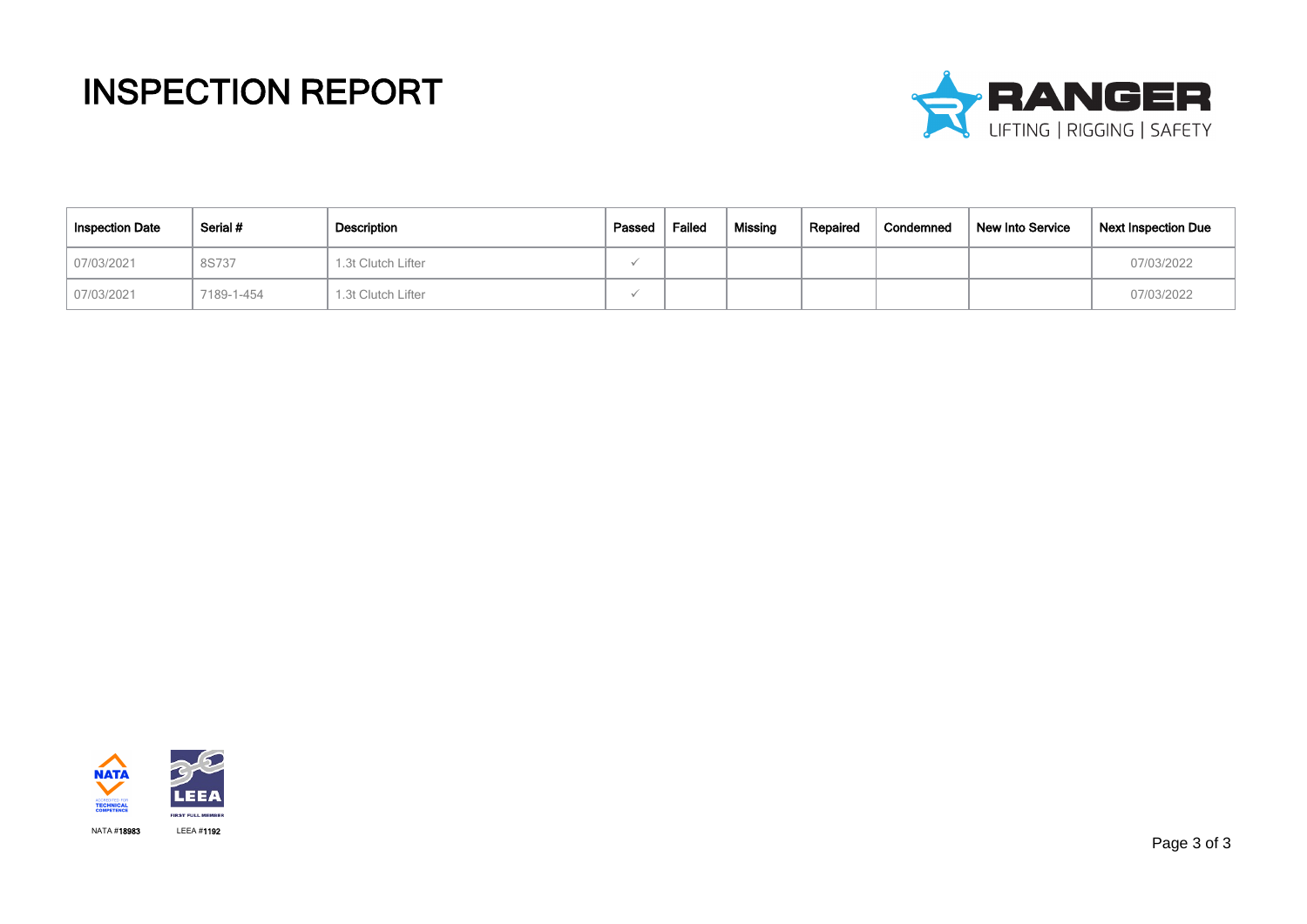# INSPECTION REPORT

RANGER
LIFTING | RIGGING | SAFETY

| Inspection Date | Serial # | Description | Passed | Failed | Missing | Repaired | Condemned | New Into Service | Next Inspection Due |
|---|---|---|---|---|---|---|---|---|---|
| 07/03/2021 | 8S737 | 1.3t Clutch Lifter | ✓ | | | | | | 07/03/2022 |
| 07/03/2021 | 7189-1-454 | 1.3t Clutch Lifter | ✓ | | | | | | 07/03/2022 |

NATA #18983

LEEA #1192